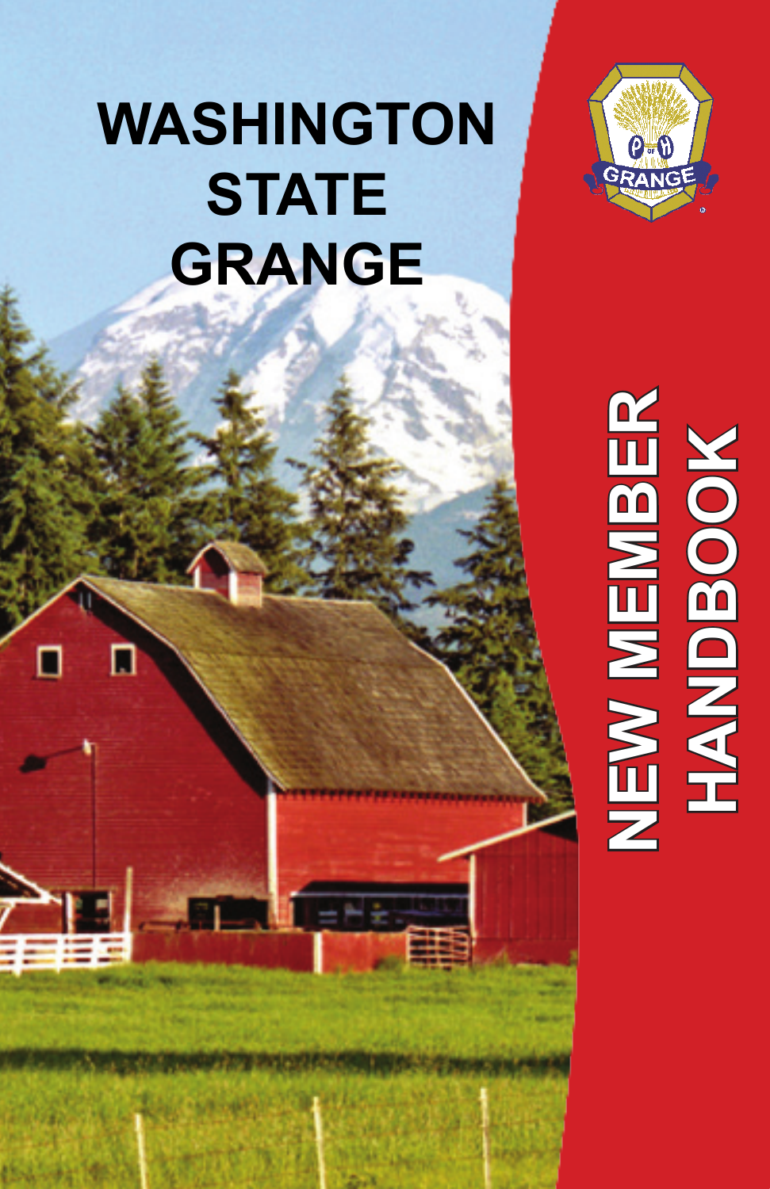# WASHINGTON STATE GRANGE

# NEW MEMBER HANDBOOK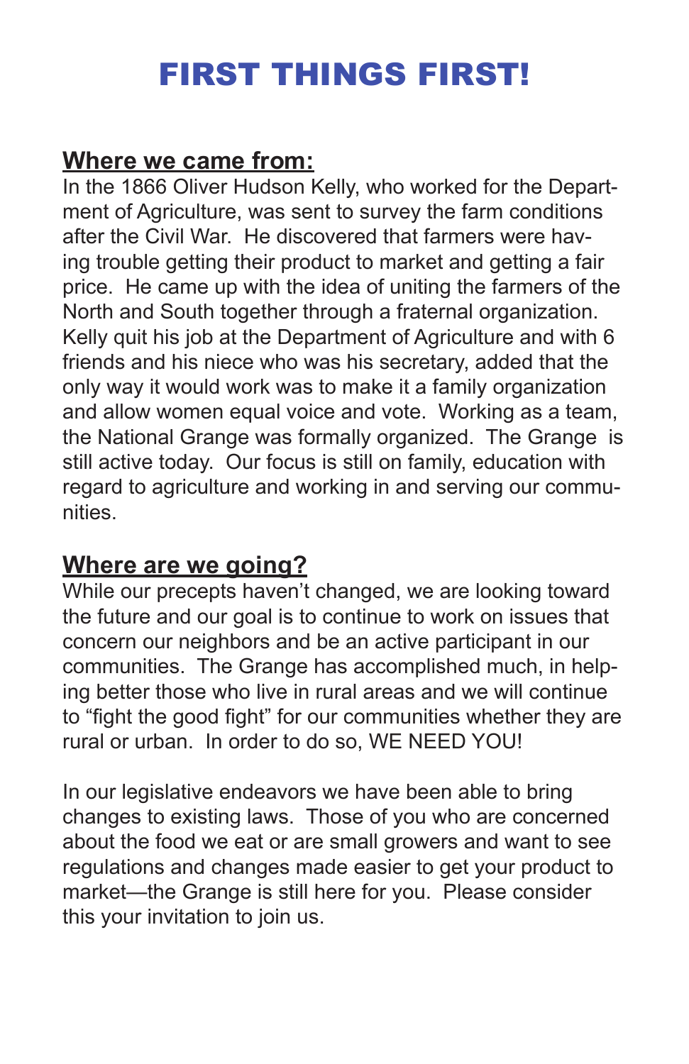# FIRST THINGS FIRST!

## Where we came from:

In the 1866 Oliver Hudson Kelly, who worked for the Department of Agriculture, was sent to survey the farm conditions after the Civil War. He discovered that farmers were having trouble getting their product to market and getting a fair price. He came up with the idea of uniting the farmers of the North and South together through a fraternal organization. Kelly quit his job at the Department of Agriculture and with 6 friends and his niece who was his secretary, added that the only way it would work was to make it a family organization and allow women equal voice and vote. Working as a team, the National Grange was formally organized. The Grange is still active today. Our focus is still on family, education with regard to agriculture and working in and serving our communities.

## Where are we going?

While our precepts haven't changed, we are looking toward the future and our goal is to continue to work on issues that concern our neighbors and be an active participant in our communities. The Grange has accomplished much, in helping better those who live in rural areas and we will continue to "fight the good fight" for our communities whether they are rural or urban. In order to do so, WE NEED YOU!

In our legislative endeavors we have been able to bring changes to existing laws. Those of you who are concerned about the food we eat or are small growers and want to see regulations and changes made easier to get your product to market—the Grange is still here for you. Please consider this your invitation to join us.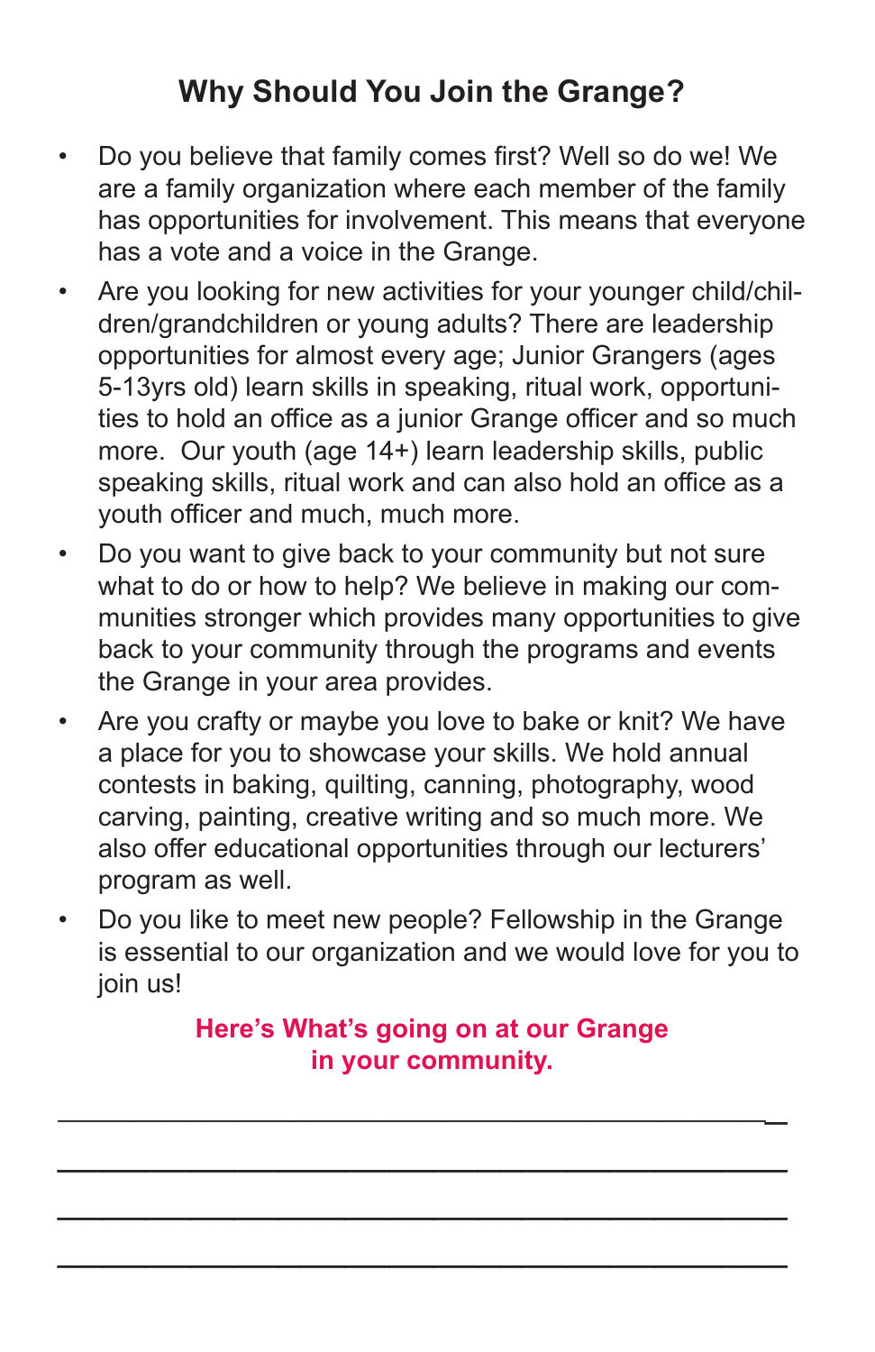## Why Should You Join the Grange?

- Do you believe that family comes first? Well so do we! We are a family organization where each member of the family has opportunities for involvement. This means that everyone has a vote and a voice in the Grange.
- Are you looking for new activities for your younger child/children/grandchildren or young adults? There are leadership opportunities for almost every age; Junior Grangers (ages 5-13yrs old) learn skills in speaking, ritual work, opportunities to hold an office as a junior Grange officer and so much more. Our youth (age 14+) learn leadership skills, public speaking skills, ritual work and can also hold an office as a youth officer and much, much more.
- Do you want to give back to your community but not sure what to do or how to help? We believe in making our communities stronger which provides many opportunities to give back to your community through the programs and events the Grange in your area provides.
- Are you crafty or maybe you love to bake or knit? We have a place for you to showcase your skills. We hold annual contests in baking, quilting, canning, photography, wood carving, painting, creative writing and so much more. We also offer educational opportunities through our lecturers' program as well.
- Do you like to meet new people? Fellowship in the Grange is essential to our organization and we would love for you to join us!

**Here's What's going on at our Grange in your community.**

\_\_\_\_\_\_\_\_\_\_\_\_\_\_\_\_\_\_\_\_\_\_\_\_\_\_\_\_\_\_\_\_\_\_\_\_\_\_\_\_\_\_\_\_

\_\_\_\_\_\_\_\_\_\_\_\_\_\_\_\_\_\_\_\_\_\_\_\_\_\_\_\_\_\_\_\_\_\_\_\_\_\_\_\_\_\_\_\_

\_\_\_\_\_\_\_\_\_\_\_\_\_\_\_\_\_\_\_\_\_\_\_\_\_\_\_\_\_\_\_\_\_\_\_\_\_\_\_\_\_\_\_\_

\_\_\_\_\_\_\_\_\_\_\_\_\_\_\_\_\_\_\_\_\_\_\_\_\_\_\_\_\_\_\_\_\_\_\_\_\_\_\_\_\_\_\_\_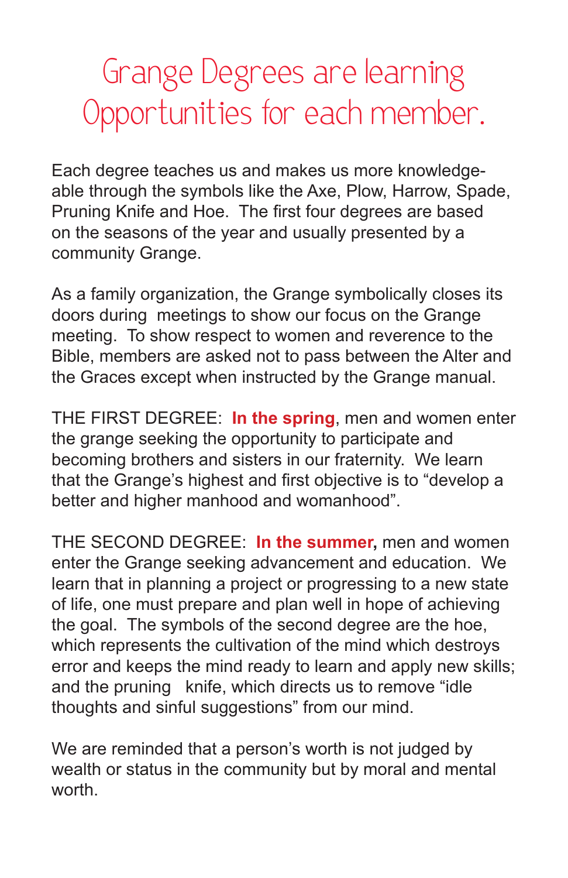# Grange Degrees are learning Opportunities for each member.

Each degree teaches us and makes us more knowledge-able through the symbols like the Axe, Plow, Harrow, Spade, Pruning Knife and Hoe. The first four degrees are based on the seasons of the year and usually presented by a community Grange.

As a family organization, the Grange symbolically closes its doors during meetings to show our focus on the Grange meeting. To show respect to women and reverence to the Bible, members are asked not to pass between the Alter and the Graces except when instructed by the Grange manual.

THE FIRST DEGREE: **In the spring**, men and women enter the grange seeking the opportunity to participate and becoming brothers and sisters in our fraternity. We learn that the Grange's highest and first objective is to "develop a better and higher manhood and womanhood".

THE SECOND DEGREE: **In the summer,** men and women enter the Grange seeking advancement and education. We learn that in planning a project or progressing to a new state of life, one must prepare and plan well in hope of achieving the goal. The symbols of the second degree are the hoe, which represents the cultivation of the mind which destroys error and keeps the mind ready to learn and apply new skills; and the pruning knife, which directs us to remove "idle thoughts and sinful suggestions" from our mind.

We are reminded that a person's worth is not judged by wealth or status in the community but by moral and mental worth.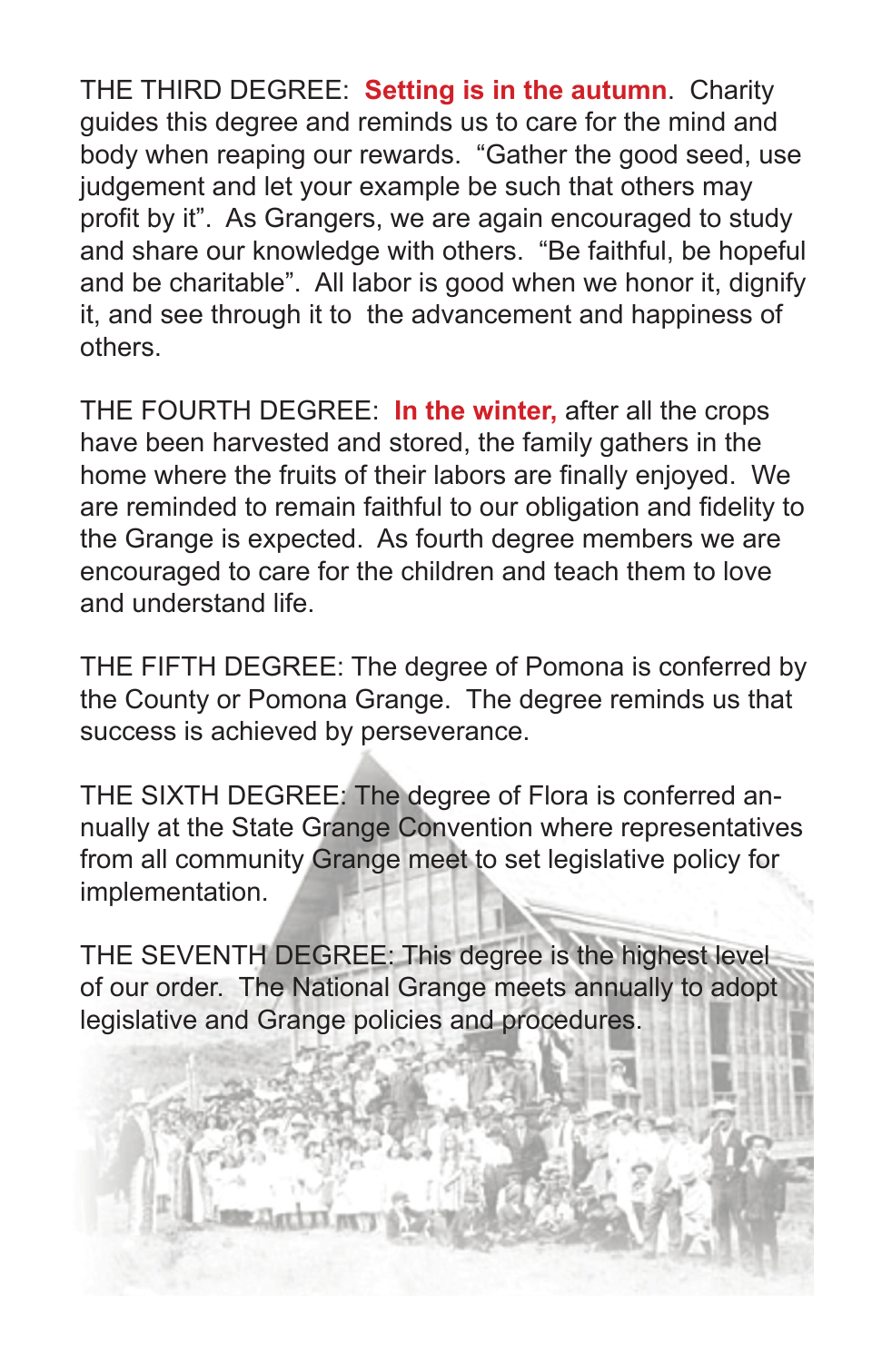THE THIRD DEGREE: **Setting is in the autumn**. Charity guides this degree and reminds us to care for the mind and body when reaping our rewards. “Gather the good seed, use judgement and let your example be such that others may profit by it”. As Grangers, we are again encouraged to study and share our knowledge with others. “Be faithful, be hopeful and be charitable”. All labor is good when we honor it, dignify it, and see through it to the advancement and happiness of others.

THE FOURTH DEGREE: **In the winter,** after all the crops have been harvested and stored, the family gathers in the home where the fruits of their labors are finally enjoyed. We are reminded to remain faithful to our obligation and fidelity to the Grange is expected. As fourth degree members we are encouraged to care for the children and teach them to love and understand life.

THE FIFTH DEGREE: The degree of Pomona is conferred by the County or Pomona Grange. The degree reminds us that success is achieved by perseverance.

THE SIXTH DEGREE: The degree of Flora is conferred annually at the State Grange Convention where representatives from all community Grange meet to set legislative policy for implementation.

THE SEVENTH DEGREE: This degree is the highest level of our order. The National Grange meets annually to adopt legislative and Grange policies and procedures.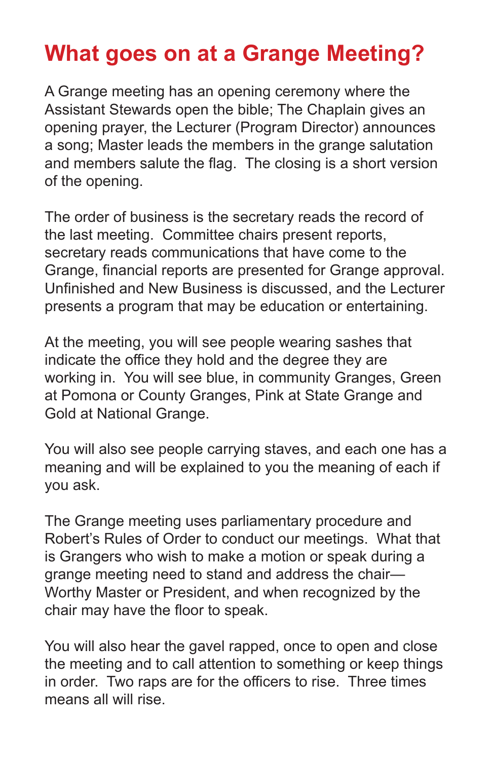# What goes on at a Grange Meeting?

A Grange meeting has an opening ceremony where the Assistant Stewards open the bible; The Chaplain gives an opening prayer, the Lecturer (Program Director) announces a song; Master leads the members in the grange salutation and members salute the flag.  The closing is a short version of the opening.

The order of business is the secretary reads the record of the last meeting.  Committee chairs present reports, secretary reads communications that have come to the Grange, financial reports are presented for Grange approval. Unfinished and New Business is discussed, and the Lecturer presents a program that may be education or entertaining.

At the meeting, you will see people wearing sashes that indicate the office they hold and the degree they are working in.  You will see blue, in community Granges, Green at Pomona or County Granges, Pink at State Grange and Gold at National Grange.

You will also see people carrying staves, and each one has a meaning and will be explained to you the meaning of each if you ask.

The Grange meeting uses parliamentary procedure and Robert's Rules of Order to conduct our meetings.  What that is Grangers who wish to make a motion or speak during a grange meeting need to stand and address the chair—Worthy Master or President, and when recognized by the chair may have the floor to speak.

You will also hear the gavel rapped, once to open and close the meeting and to call attention to something or keep things in order.  Two raps are for the officers to rise.  Three times means all will rise.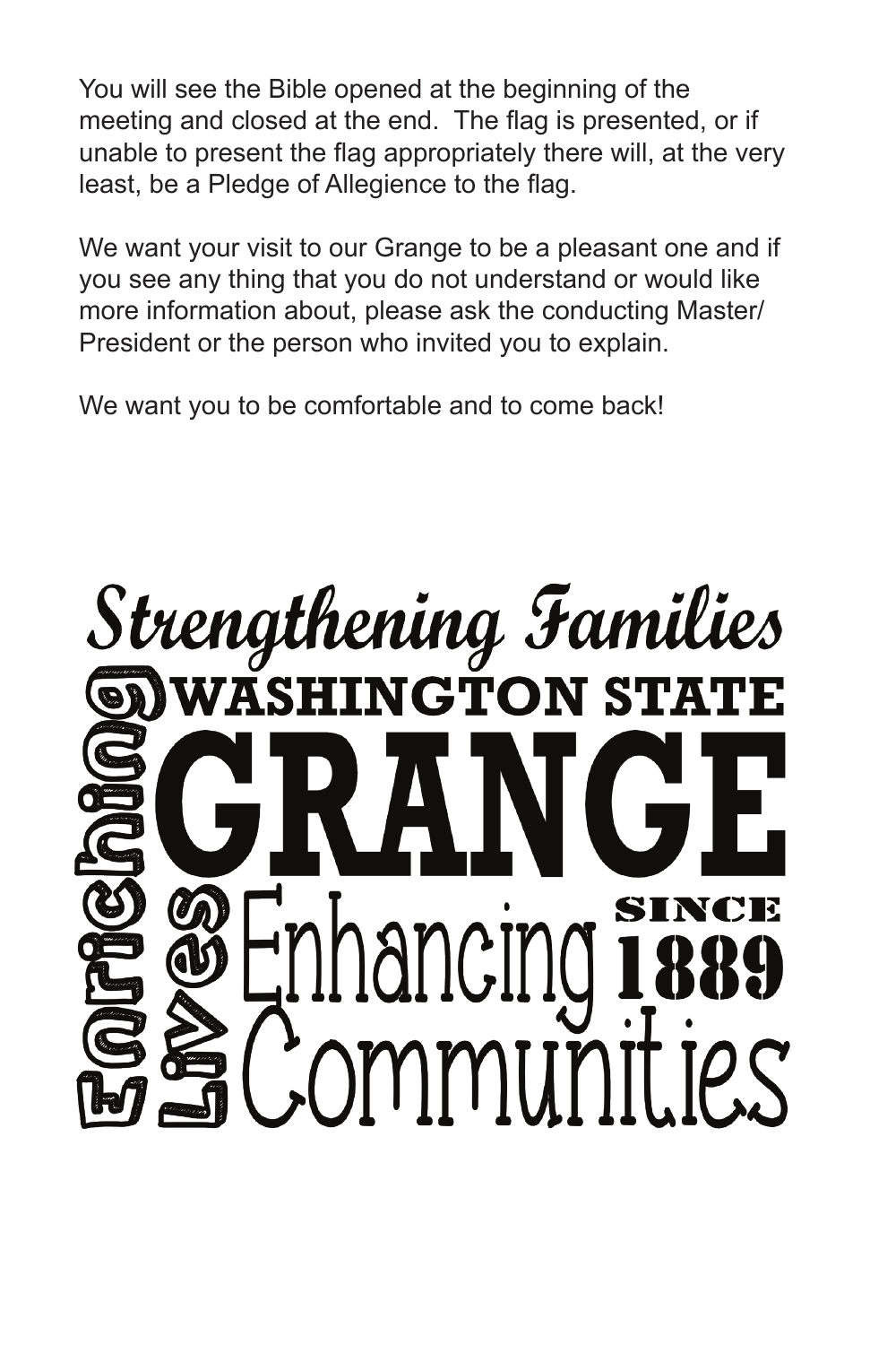You will see the Bible opened at the beginning of the meeting and closed at the end. The flag is presented, or if unable to present the flag appropriately there will, at the very least, be a Pledge of Allegience to the flag.

We want your visit to our Grange to be a pleasant one and if you see any thing that you do not understand or would like more information about, please ask the conducting Master/President or the person who invited you to explain.

We want you to be comfortable and to come back!

Strengthening Families

WASHINGTON STATE

GRANGE

Enriching Lives

Enhancing Communities

SINCE 1889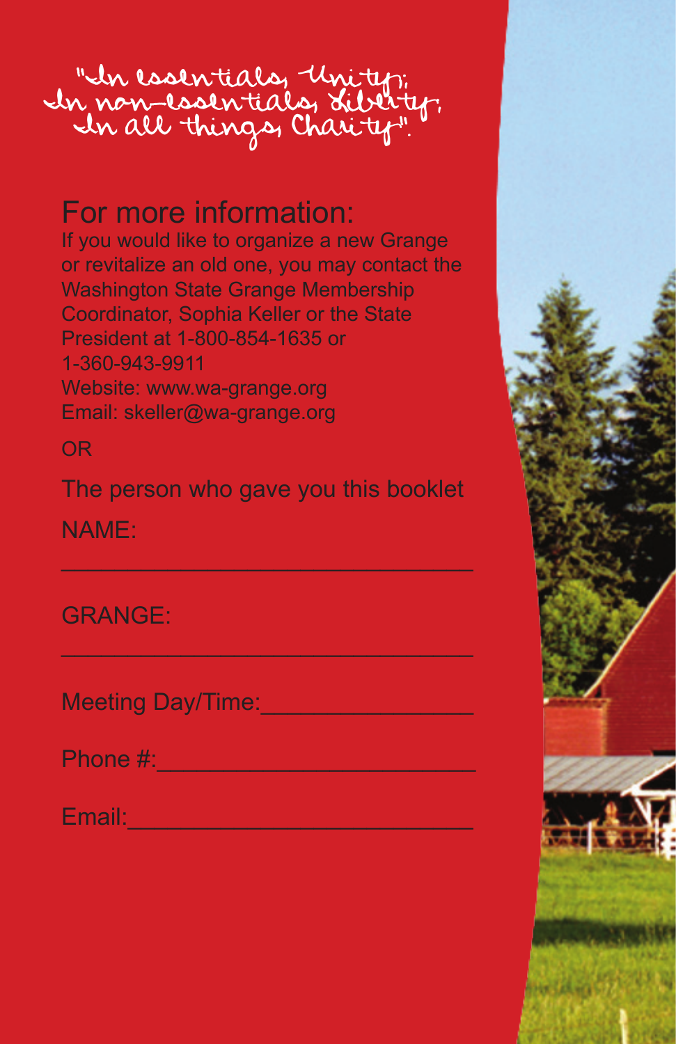"In essentials, Unity;
In non-essentials, Liberty;
In all things, Charity".

## For more information:

If you would like to organize a new Grange or revitalize an old one, you may contact the Washington State Grange Membership Coordinator, Sophia Keller or the State President at 1-800-854-1635 or 1-360-943-9911

Website: www.wa-grange.org

Email: skeller@wa-grange.org

OR

The person who gave you this booklet

NAME:

______________________________

GRANGE:

______________________________

Meeting Day/Time:_______________

Phone #:_______________________

Email:_________________________